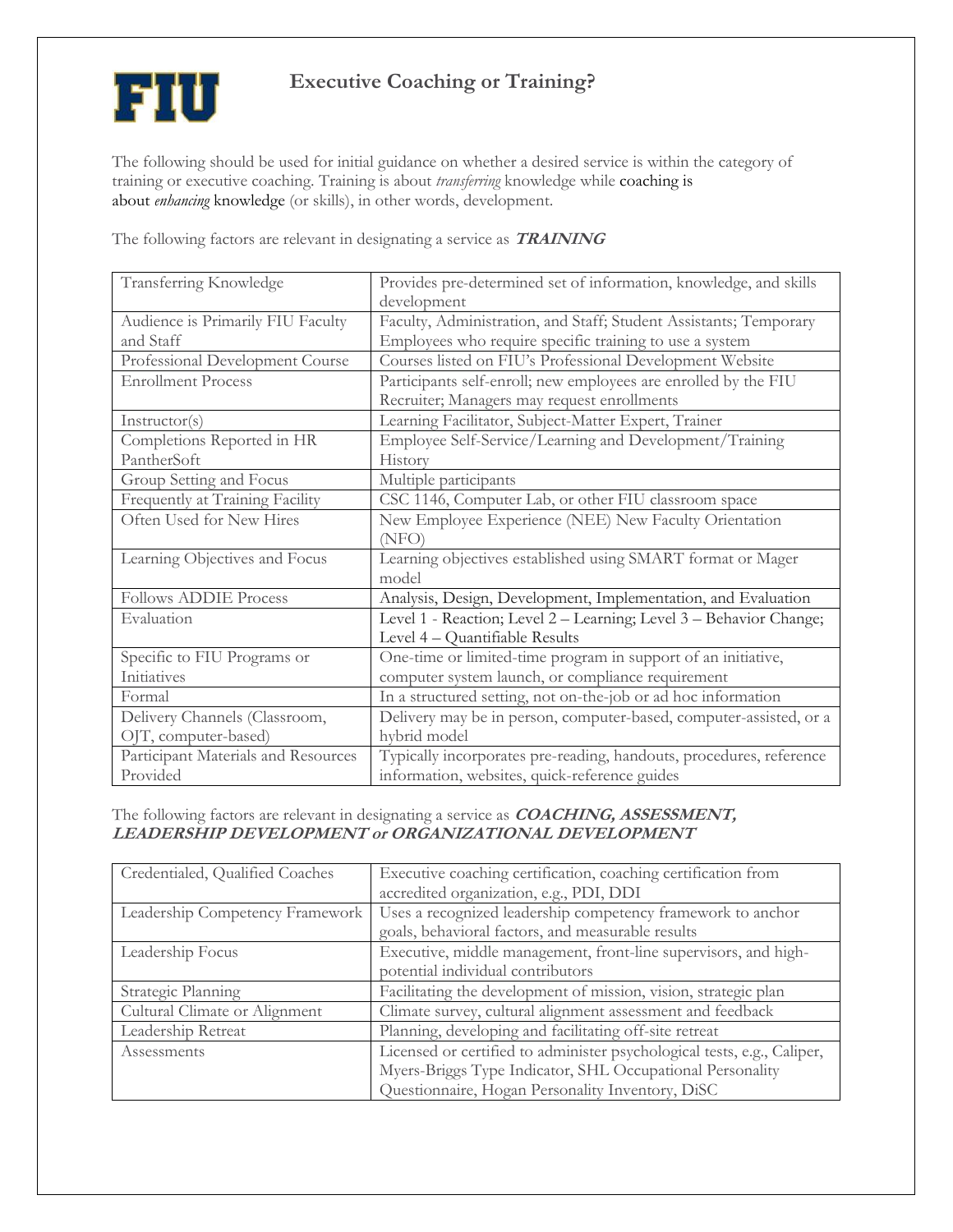FIU

# Executive Coaching or Training?

The following should be used for initial guidance on whether a desired service is within the category of training or executive coaching. Training is about *transferring* knowledge while coaching is about *enhancing* knowledge (or skills), in other words, development.

The following factors are relevant in designating a service as ***TRAINING***

| | |
|---|---|
| Transferring Knowledge | Provides pre-determined set of information, knowledge, and skills development |
| Audience is Primarily FIU Faculty and Staff | Faculty, Administration, and Staff; Student Assistants; Temporary Employees who require specific training to use a system |
| Professional Development Course | Courses listed on FIU's Professional Development Website |
| Enrollment Process | Participants self-enroll; new employees are enrolled by the FIU Recruiter; Managers may request enrollments |
| Instructor(s) | Learning Facilitator, Subject-Matter Expert, Trainer |
| Completions Reported in HR PantherSoft | Employee Self-Service/Learning and Development/Training History |
| Group Setting and Focus | Multiple participants |
| Frequently at Training Facility | CSC 1146, Computer Lab, or other FIU classroom space |
| Often Used for New Hires | New Employee Experience (NEE) New Faculty Orientation (NFO) |
| Learning Objectives and Focus | Learning objectives established using SMART format or Mager model |
| Follows ADDIE Process | Analysis, Design, Development, Implementation, and Evaluation |
| Evaluation | Level 1 - Reaction; Level 2 – Learning; Level 3 – Behavior Change; Level 4 – Quantifiable Results |
| Specific to FIU Programs or Initiatives | One-time or limited-time program in support of an initiative, computer system launch, or compliance requirement |
| Formal | In a structured setting, not on-the-job or ad hoc information |
| Delivery Channels (Classroom, OJT, computer-based) | Delivery may be in person, computer-based, computer-assisted, or a hybrid model |
| Participant Materials and Resources Provided | Typically incorporates pre-reading, handouts, procedures, reference information, websites, quick-reference guides |

The following factors are relevant in designating a service as ***COACHING, ASSESSMENT, LEADERSHIP DEVELOPMENT or ORGANIZATIONAL DEVELOPMENT***

| | |
|---|---|
| Credentialed, Qualified Coaches | Executive coaching certification, coaching certification from accredited organization, e.g., PDI, DDI |
| Leadership Competency Framework | Uses a recognized leadership competency framework to anchor goals, behavioral factors, and measurable results |
| Leadership Focus | Executive, middle management, front-line supervisors, and high-potential individual contributors |
| Strategic Planning | Facilitating the development of mission, vision, strategic plan |
| Cultural Climate or Alignment | Climate survey, cultural alignment assessment and feedback |
| Leadership Retreat | Planning, developing and facilitating off-site retreat |
| Assessments | Licensed or certified to administer psychological tests, e.g., Caliper, Myers-Briggs Type Indicator, SHL Occupational Personality Questionnaire, Hogan Personality Inventory, DiSC |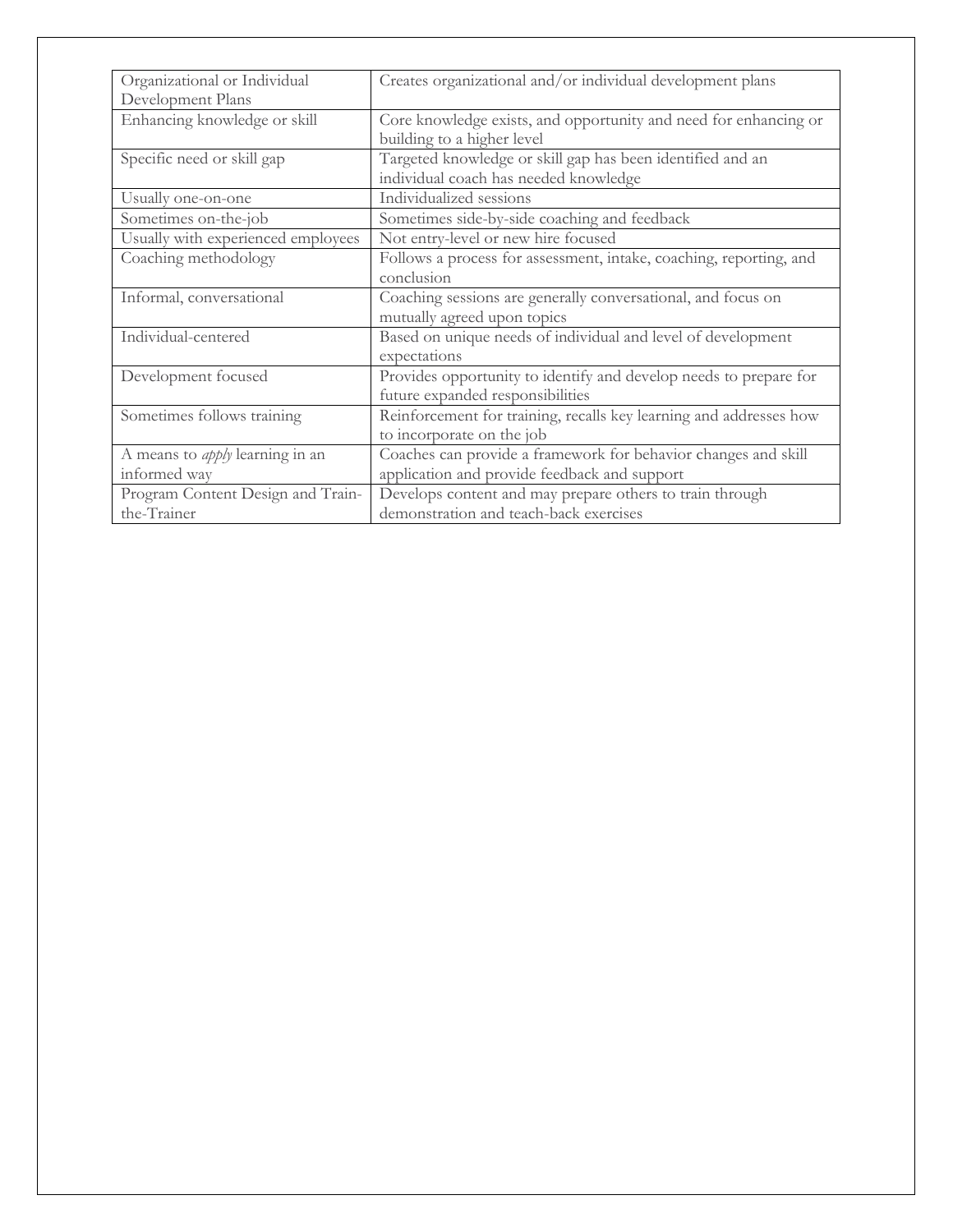| | |
|---|---|
| Organizational or Individual Development Plans | Creates organizational and/or individual development plans |
| Enhancing knowledge or skill | Core knowledge exists, and opportunity and need for enhancing or building to a higher level |
| Specific need or skill gap | Targeted knowledge or skill gap has been identified and an individual coach has needed knowledge |
| Usually one-on-one | Individualized sessions |
| Sometimes on-the-job | Sometimes side-by-side coaching and feedback |
| Usually with experienced employees | Not entry-level or new hire focused |
| Coaching methodology | Follows a process for assessment, intake, coaching, reporting, and conclusion |
| Informal, conversational | Coaching sessions are generally conversational, and focus on mutually agreed upon topics |
| Individual-centered | Based on unique needs of individual and level of development expectations |
| Development focused | Provides opportunity to identify and develop needs to prepare for future expanded responsibilities |
| Sometimes follows training | Reinforcement for training, recalls key learning and addresses how to incorporate on the job |
| A means to *apply* learning in an informed way | Coaches can provide a framework for behavior changes and skill application and provide feedback and support |
| Program Content Design and Train-the-Trainer | Develops content and may prepare others to train through demonstration and teach-back exercises |